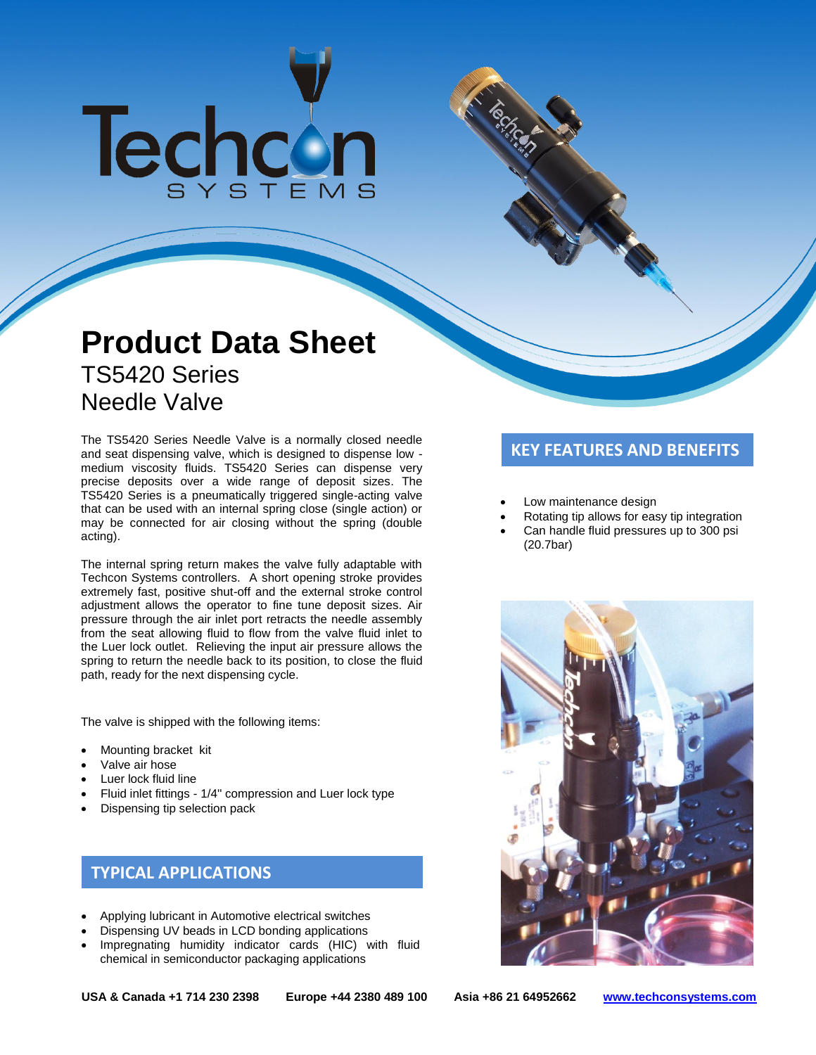# Product Data Sheet

## TS5420 Series Needle Valve

The TS5420 Series Needle Valve is a normally closed needle and seat dispensing valve, which is designed to dispense low - medium viscosity fluids. TS5420 Series can dispense very precise deposits over a wide range of deposit sizes. The TS5420 Series is a pneumatically triggered single-acting valve that can be used with an internal spring close (single action) or may be connected for air closing without the spring (double acting).

The internal spring return makes the valve fully adaptable with Techcon Systems controllers. A short opening stroke provides extremely fast, positive shut-off and the external stroke control adjustment allows the operator to fine tune deposit sizes. Air pressure through the air inlet port retracts the needle assembly from the seat allowing fluid to flow from the valve fluid inlet to the Luer lock outlet. Relieving the input air pressure allows the spring to return the needle back to its position, to close the fluid path, ready for the next dispensing cycle.

The valve is shipped with the following items:

- Mounting bracket kit
- Valve air hose
- Luer lock fluid line
- Fluid inlet fittings - 1/4" compression and Luer lock type
- Dispensing tip selection pack

## TYPICAL APPLICATIONS

- Applying lubricant in Automotive electrical switches
- Dispensing UV beads in LCD bonding applications
- Impregnating humidity indicator cards (HIC) with fluid chemical in semiconductor packaging applications

## KEY FEATURES AND BENEFITS

- Low maintenance design
- Rotating tip allows for easy tip integration
- Can handle fluid pressures up to 300 psi (20.7bar)

**USA & Canada +1 714 230 2398** **Europe +44 2380 489 100** **Asia +86 21 64952662** **www.techconsystems.com**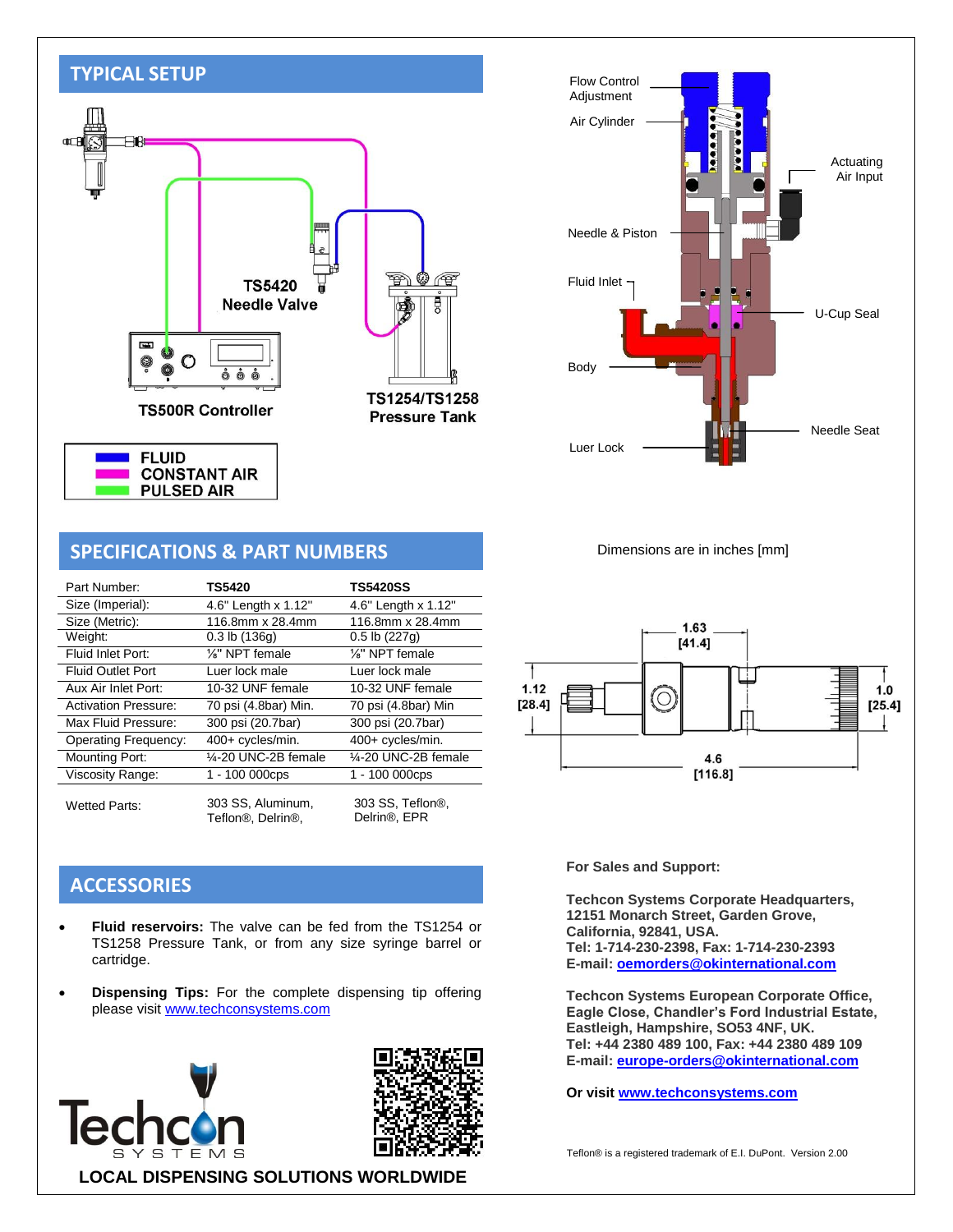## TYPICAL SETUP

TS5420
Needle Valve

TS500R Controller

TS1254/TS1258
Pressure Tank

FLUID
CONSTANT AIR
PULSED AIR

Flow Control Adjustment

Air Cylinder

Actuating Air Input

Needle & Piston

Fluid Inlet

U-Cup Seal

Body

Needle Seat

Luer Lock

## SPECIFICATIONS & PART NUMBERS

| Part Number: | **TS5420** | **TS5420SS** |
| --- | --- | --- |
| Size (Imperial): | 4.6" Length x 1.12" | 4.6" Length x 1.12" |
| Size (Metric): | 116.8mm x 28.4mm | 116.8mm x 28.4mm |
| Weight: | 0.3 lb (136g) | 0.5 lb (227g) |
| Fluid Inlet Port: | ⅛" NPT female | ⅛" NPT female |
| Fluid Outlet Port | Luer lock male | Luer lock male |
| Aux Air Inlet Port: | 10-32 UNF female | 10-32 UNF female |
| Activation Pressure: | 70 psi (4.8bar) Min. | 70 psi (4.8bar) Min |
| Max Fluid Pressure: | 300 psi (20.7bar) | 300 psi (20.7bar) |
| Operating Frequency: | 400+ cycles/min. | 400+ cycles/min. |
| Mounting Port: | ¼-20 UNC-2B female | ¼-20 UNC-2B female |
| Viscosity Range: | 1 - 100 000cps | 1 - 100 000cps |
| Wetted Parts: | 303 SS, Aluminum, Teflon®, Delrin®, | 303 SS, Teflon®, Delrin®, EPR |

Dimensions are in inches [mm]

1.63
[41.4]

1.12
[28.4]

1.0
[25.4]

4.6
[116.8]

## ACCESSORIES

- **Fluid reservoirs:** The valve can be fed from the TS1254 or TS1258 Pressure Tank, or from any size syringe barrel or cartridge.
- **Dispensing Tips:** For the complete dispensing tip offering please visit www.techconsystems.com

Techcon SYSTEMS

**LOCAL DISPENSING SOLUTIONS WORLDWIDE**

**For Sales and Support:**

**Techcon Systems Corporate Headquarters,
12151 Monarch Street, Garden Grove,
California, 92841, USA.
Tel: 1-714-230-2398, Fax: 1-714-230-2393
E-mail: oemorders@okinternational.com**

**Techcon Systems European Corporate Office,
Eagle Close, Chandler's Ford Industrial Estate,
Eastleigh, Hampshire, SO53 4NF, UK.
Tel: +44 2380 489 100, Fax: +44 2380 489 109
E-mail: europe-orders@okinternational.com**

**Or visit www.techconsystems.com**

Teflon® is a registered trademark of E.I. DuPont. Version 2.00